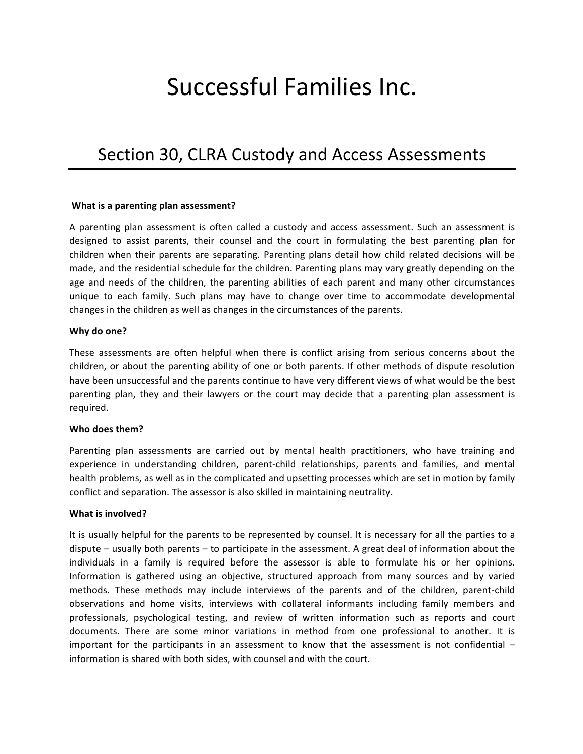# Successful Families Inc.

## Section 30, CLRA Custody and Access Assessments

**What is a parenting plan assessment?**

A parenting plan assessment is often called a custody and access assessment. Such an assessment is designed to assist parents, their counsel and the court in formulating the best parenting plan for children when their parents are separating. Parenting plans detail how child related decisions will be made, and the residential schedule for the children. Parenting plans may vary greatly depending on the age and needs of the children, the parenting abilities of each parent and many other circumstances unique to each family. Such plans may have to change over time to accommodate developmental changes in the children as well as changes in the circumstances of the parents.

**Why do one?**

These assessments are often helpful when there is conflict arising from serious concerns about the children, or about the parenting ability of one or both parents. If other methods of dispute resolution have been unsuccessful and the parents continue to have very different views of what would be the best parenting plan, they and their lawyers or the court may decide that a parenting plan assessment is required.

**Who does them?**

Parenting plan assessments are carried out by mental health practitioners, who have training and experience in understanding children, parent-child relationships, parents and families, and mental health problems, as well as in the complicated and upsetting processes which are set in motion by family conflict and separation. The assessor is also skilled in maintaining neutrality.

**What is involved?**

It is usually helpful for the parents to be represented by counsel. It is necessary for all the parties to a dispute – usually both parents – to participate in the assessment. A great deal of information about the individuals in a family is required before the assessor is able to formulate his or her opinions. Information is gathered using an objective, structured approach from many sources and by varied methods. These methods may include interviews of the parents and of the children, parent-child observations and home visits, interviews with collateral informants including family members and professionals, psychological testing, and review of written information such as reports and court documents. There are some minor variations in method from one professional to another. It is important for the participants in an assessment to know that the assessment is not confidential – information is shared with both sides, with counsel and with the court.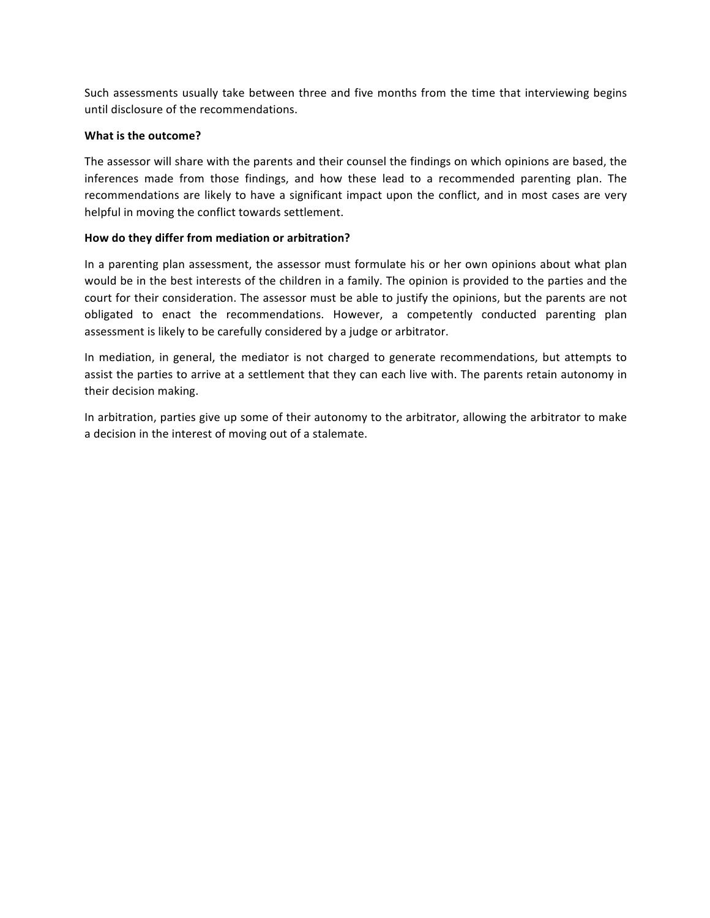Such assessments usually take between three and five months from the time that interviewing begins until disclosure of the recommendations.

**What is the outcome?**

The assessor will share with the parents and their counsel the findings on which opinions are based, the inferences made from those findings, and how these lead to a recommended parenting plan. The recommendations are likely to have a significant impact upon the conflict, and in most cases are very helpful in moving the conflict towards settlement.

**How do they differ from mediation or arbitration?**

In a parenting plan assessment, the assessor must formulate his or her own opinions about what plan would be in the best interests of the children in a family. The opinion is provided to the parties and the court for their consideration. The assessor must be able to justify the opinions, but the parents are not obligated to enact the recommendations. However, a competently conducted parenting plan assessment is likely to be carefully considered by a judge or arbitrator.

In mediation, in general, the mediator is not charged to generate recommendations, but attempts to assist the parties to arrive at a settlement that they can each live with. The parents retain autonomy in their decision making.

In arbitration, parties give up some of their autonomy to the arbitrator, allowing the arbitrator to make a decision in the interest of moving out of a stalemate.